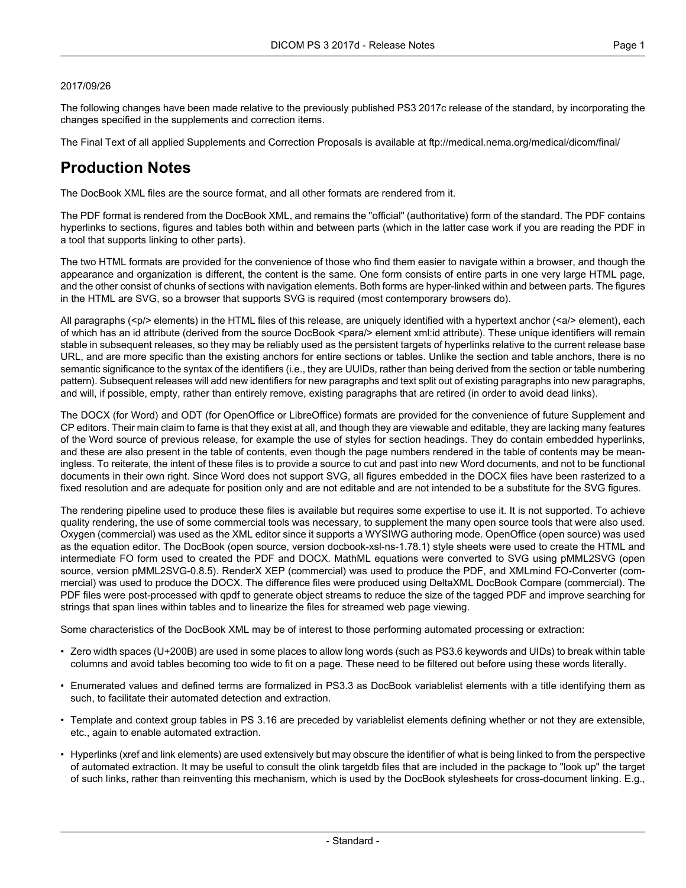2017/09/26

The following changes have been made relative to the previously published PS3 2017c release of the standard, by incorporating the changes specified in the supplements and correction items.

The Final Text of all applied Supplements and Correction Proposals is available at ftp://medical.nema.org/medical/dicom/final/

# Production Notes

The DocBook XML files are the source format, and all other formats are rendered from it.

The PDF format is rendered from the DocBook XML, and remains the "official" (authoritative) form of the standard. The PDF contains hyperlinks to sections, figures and tables both within and between parts (which in the latter case work if you are reading the PDF in a tool that supports linking to other parts).

The two HTML formats are provided for the convenience of those who find them easier to navigate within a browser, and though the appearance and organization is different, the content is the same. One form consists of entire parts in one very large HTML page, and the other consist of chunks of sections with navigation elements. Both forms are hyper-linked within and between parts. The figures in the HTML are SVG, so a browser that supports SVG is required (most contemporary browsers do).

All paragraphs (<p/> elements) in the HTML files of this release, are uniquely identified with a hypertext anchor (<a/> element), each of which has an id attribute (derived from the source DocBook <para/> element xml:id attribute). These unique identifiers will remain stable in subsequent releases, so they may be reliably used as the persistent targets of hyperlinks relative to the current release base URL, and are more specific than the existing anchors for entire sections or tables. Unlike the section and table anchors, there is no semantic significance to the syntax of the identifiers (i.e., they are UUIDs, rather than being derived from the section or table numbering pattern). Subsequent releases will add new identifiers for new paragraphs and text split out of existing paragraphs into new paragraphs, and will, if possible, empty, rather than entirely remove, existing paragraphs that are retired (in order to avoid dead links).

The DOCX (for Word) and ODT (for OpenOffice or LibreOffice) formats are provided for the convenience of future Supplement and CP editors. Their main claim to fame is that they exist at all, and though they are viewable and editable, they are lacking many features of the Word source of previous release, for example the use of styles for section headings. They do contain embedded hyperlinks, and these are also present in the table of contents, even though the page numbers rendered in the table of contents may be meaningless. To reiterate, the intent of these files is to provide a source to cut and past into new Word documents, and not to be functional documents in their own right. Since Word does not support SVG, all figures embedded in the DOCX files have been rasterized to a fixed resolution and are adequate for position only and are not editable and are not intended to be a substitute for the SVG figures.

The rendering pipeline used to produce these files is available but requires some expertise to use it. It is not supported. To achieve quality rendering, the use of some commercial tools was necessary, to supplement the many open source tools that were also used. Oxygen (commercial) was used as the XML editor since it supports a WYSIWG authoring mode. OpenOffice (open source) was used as the equation editor. The DocBook (open source, version docbook-xsl-ns-1.78.1) style sheets were used to create the HTML and intermediate FO form used to created the PDF and DOCX. MathML equations were converted to SVG using pMML2SVG (open source, version pMML2SVG-0.8.5). RenderX XEP (commercial) was used to produce the PDF, and XMLmind FO-Converter (commercial) was used to produce the DOCX. The difference files were produced using DeltaXML DocBook Compare (commercial). The PDF files were post-processed with qpdf to generate object streams to reduce the size of the tagged PDF and improve searching for strings that span lines within tables and to linearize the files for streamed web page viewing.

Some characteristics of the DocBook XML may be of interest to those performing automated processing or extraction:

- Zero width spaces (U+200B) are used in some places to allow long words (such as PS3.6 keywords and UIDs) to break within table columns and avoid tables becoming too wide to fit on a page. These need to be filtered out before using these words literally.
- Enumerated values and defined terms are formalized in PS3.3 as DocBook variablelist elements with a title identifying them as such, to facilitate their automated detection and extraction.
- Template and context group tables in PS 3.16 are preceded by variablelist elements defining whether or not they are extensible, etc., again to enable automated extraction.
- Hyperlinks (xref and link elements) are used extensively but may obscure the identifier of what is being linked to from the perspective of automated extraction. It may be useful to consult the olink targetdb files that are included in the package to "look up" the target of such links, rather than reinventing this mechanism, which is used by the DocBook stylesheets for cross-document linking. E.g.,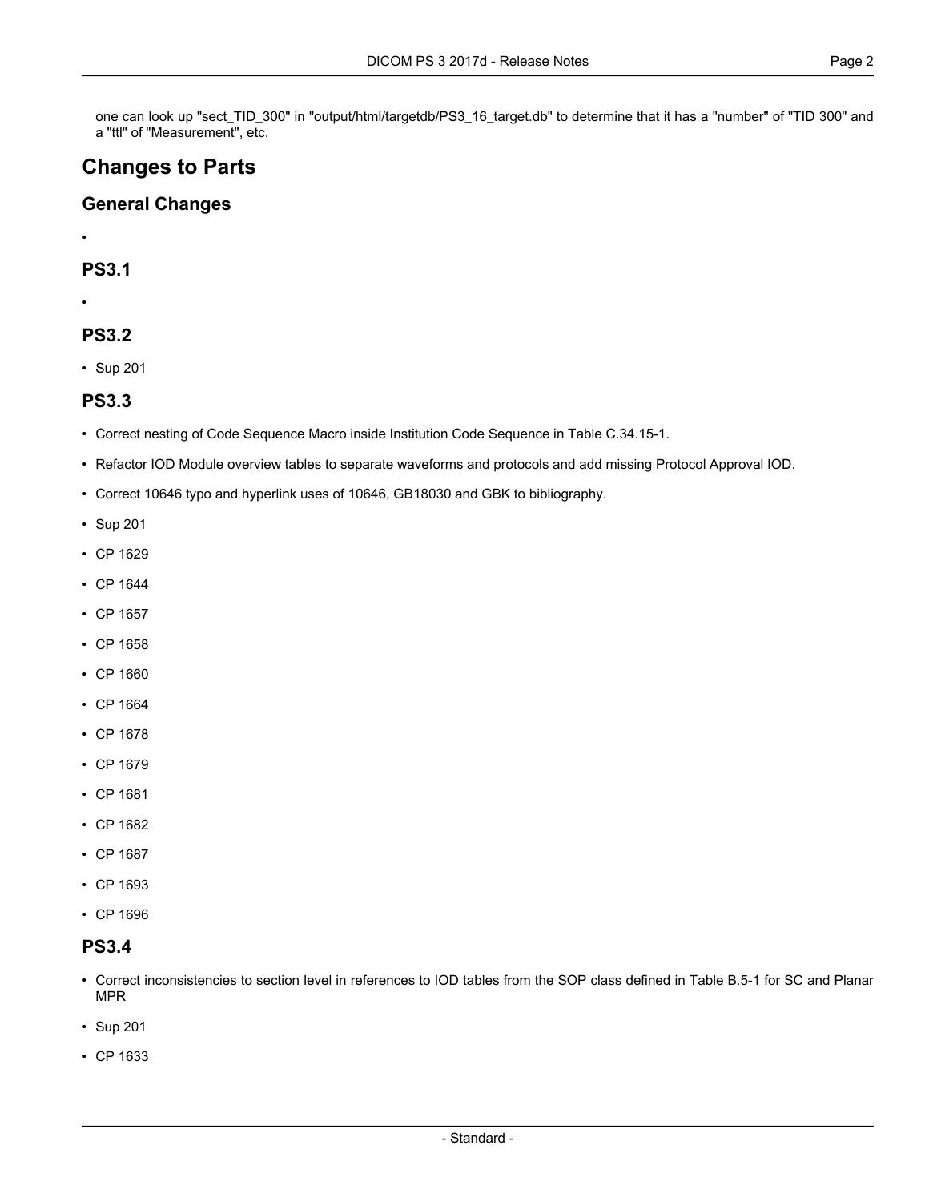one can look up "sect_TID_300" in "output/html/targetdb/PS3_16_target.db" to determine that it has a "number" of "TID 300" and a "ttl" of "Measurement", etc.

# Changes to Parts

## General Changes

- 

## PS3.1

- 

## PS3.2

- Sup 201

## PS3.3

- Correct nesting of Code Sequence Macro inside Institution Code Sequence in Table C.34.15-1.
- Refactor IOD Module overview tables to separate waveforms and protocols and add missing Protocol Approval IOD.
- Correct 10646 typo and hyperlink uses of 10646, GB18030 and GBK to bibliography.
- Sup 201
- CP 1629
- CP 1644
- CP 1657
- CP 1658
- CP 1660
- CP 1664
- CP 1678
- CP 1679
- CP 1681
- CP 1682
- CP 1687
- CP 1693
- CP 1696

## PS3.4

- Correct inconsistencies to section level in references to IOD tables from the SOP class defined in Table B.5-1 for SC and Planar MPR
- Sup 201
- CP 1633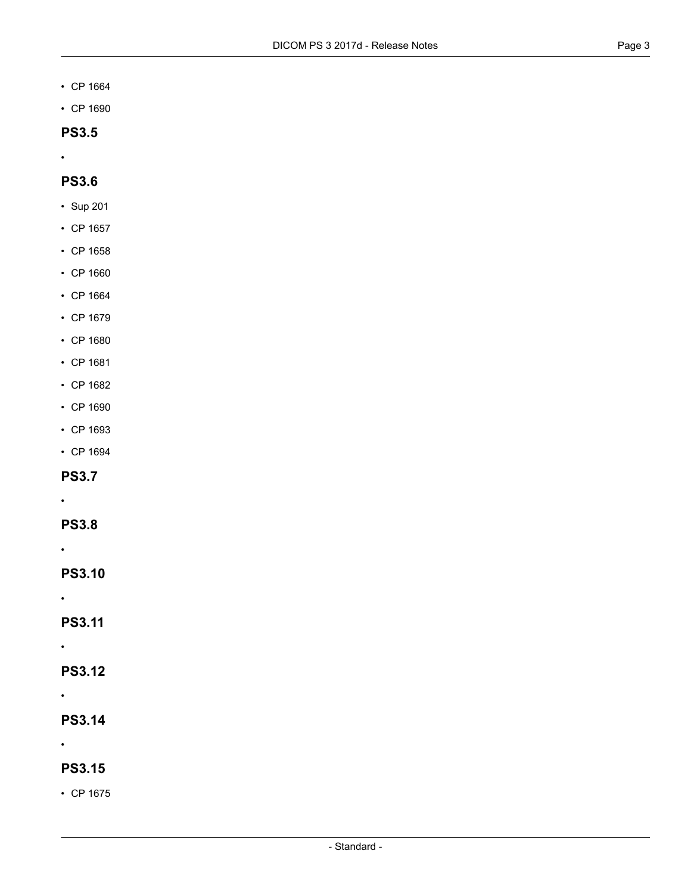- CP 1664
- CP 1690

## PS3.5

- 

## PS3.6

- Sup 201
- CP 1657
- CP 1658
- CP 1660
- CP 1664
- CP 1679
- CP 1680
- CP 1681
- CP 1682
- CP 1690
- CP 1693
- CP 1694

## PS3.7

- 

## PS3.8

- 

## PS3.10

- 

## PS3.11

- 

## PS3.12

- 

## PS3.14

- 

## PS3.15

- CP 1675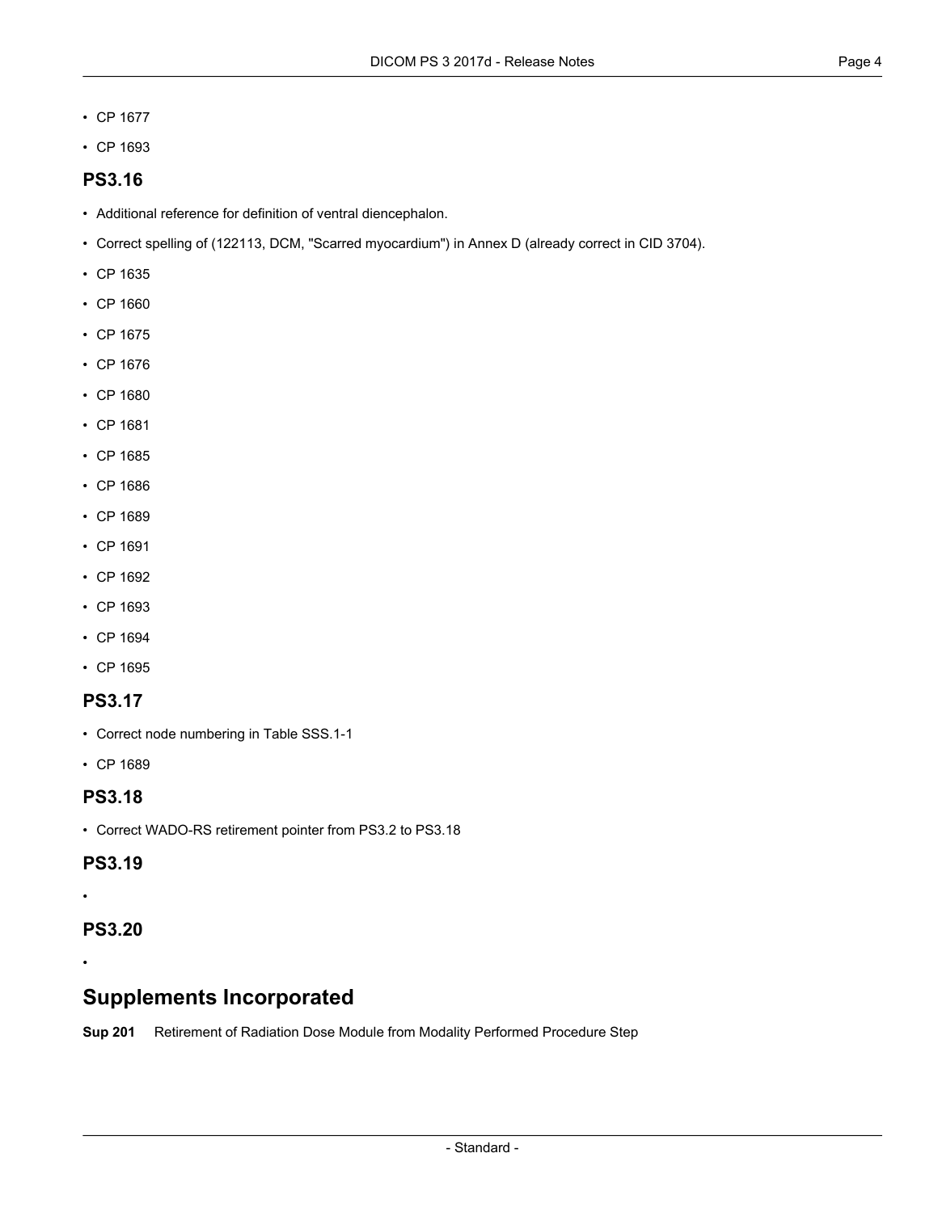- CP 1677
- CP 1693

## PS3.16

- Additional reference for definition of ventral diencephalon.
- Correct spelling of (122113, DCM, "Scarred myocardium") in Annex D (already correct in CID 3704).
- CP 1635
- CP 1660
- CP 1675
- CP 1676
- CP 1680
- CP 1681
- CP 1685
- CP 1686
- CP 1689
- CP 1691
- CP 1692
- CP 1693
- CP 1694
- CP 1695

## PS3.17

- Correct node numbering in Table SSS.1-1
- CP 1689

## PS3.18

- Correct WADO-RS retirement pointer from PS3.2 to PS3.18

## PS3.19

-

## PS3.20

-

# Supplements Incorporated

**Sup 201** Retirement of Radiation Dose Module from Modality Performed Procedure Step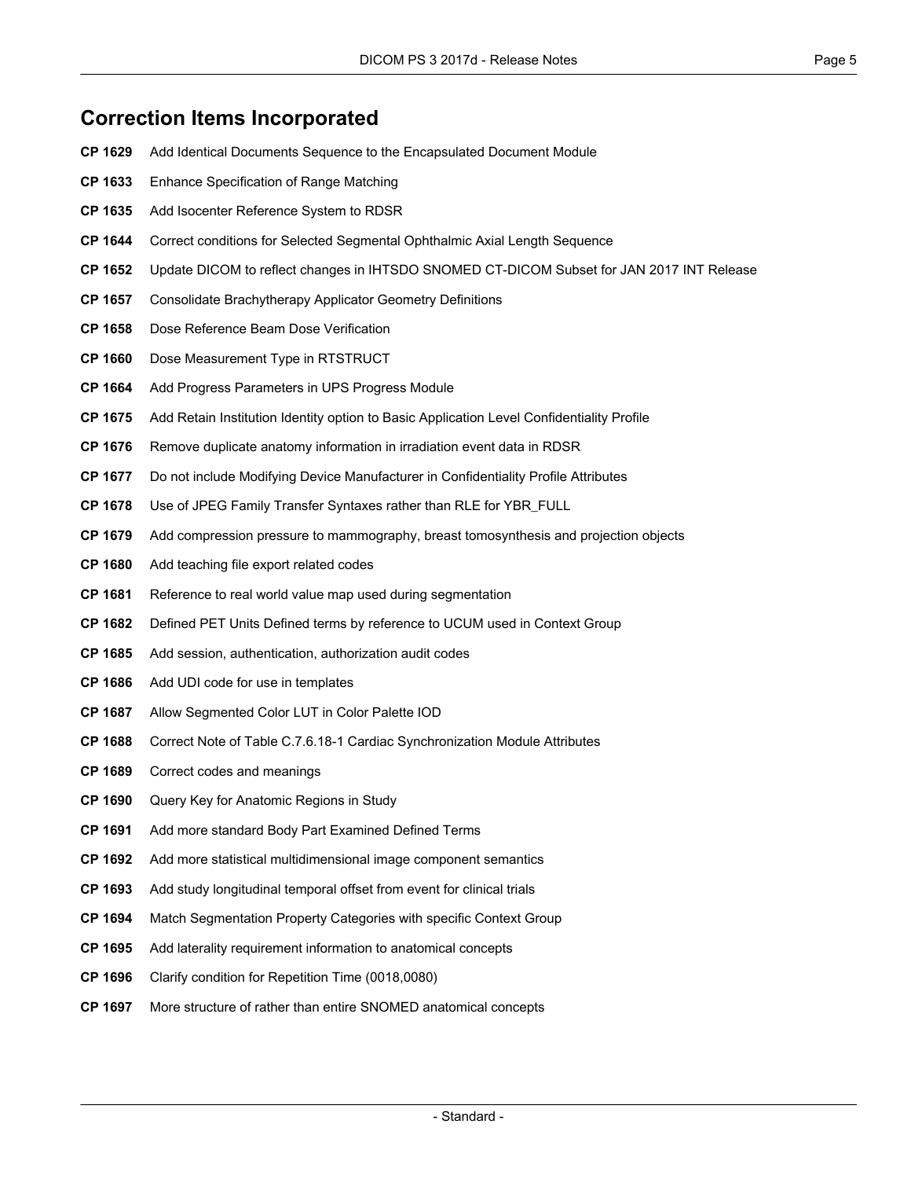## Correction Items Incorporated

**CP 1629** Add Identical Documents Sequence to the Encapsulated Document Module

**CP 1633** Enhance Specification of Range Matching

**CP 1635** Add Isocenter Reference System to RDSR

**CP 1644** Correct conditions for Selected Segmental Ophthalmic Axial Length Sequence

**CP 1652** Update DICOM to reflect changes in IHTSDO SNOMED CT-DICOM Subset for JAN 2017 INT Release

**CP 1657** Consolidate Brachytherapy Applicator Geometry Definitions

**CP 1658** Dose Reference Beam Dose Verification

**CP 1660** Dose Measurement Type in RTSTRUCT

**CP 1664** Add Progress Parameters in UPS Progress Module

**CP 1675** Add Retain Institution Identity option to Basic Application Level Confidentiality Profile

**CP 1676** Remove duplicate anatomy information in irradiation event data in RDSR

**CP 1677** Do not include Modifying Device Manufacturer in Confidentiality Profile Attributes

**CP 1678** Use of JPEG Family Transfer Syntaxes rather than RLE for YBR_FULL

**CP 1679** Add compression pressure to mammography, breast tomosynthesis and projection objects

**CP 1680** Add teaching file export related codes

**CP 1681** Reference to real world value map used during segmentation

**CP 1682** Defined PET Units Defined terms by reference to UCUM used in Context Group

**CP 1685** Add session, authentication, authorization audit codes

**CP 1686** Add UDI code for use in templates

**CP 1687** Allow Segmented Color LUT in Color Palette IOD

**CP 1688** Correct Note of Table C.7.6.18-1 Cardiac Synchronization Module Attributes

**CP 1689** Correct codes and meanings

**CP 1690** Query Key for Anatomic Regions in Study

**CP 1691** Add more standard Body Part Examined Defined Terms

**CP 1692** Add more statistical multidimensional image component semantics

**CP 1693** Add study longitudinal temporal offset from event for clinical trials

**CP 1694** Match Segmentation Property Categories with specific Context Group

**CP 1695** Add laterality requirement information to anatomical concepts

**CP 1696** Clarify condition for Repetition Time (0018,0080)

**CP 1697** More structure of rather than entire SNOMED anatomical concepts